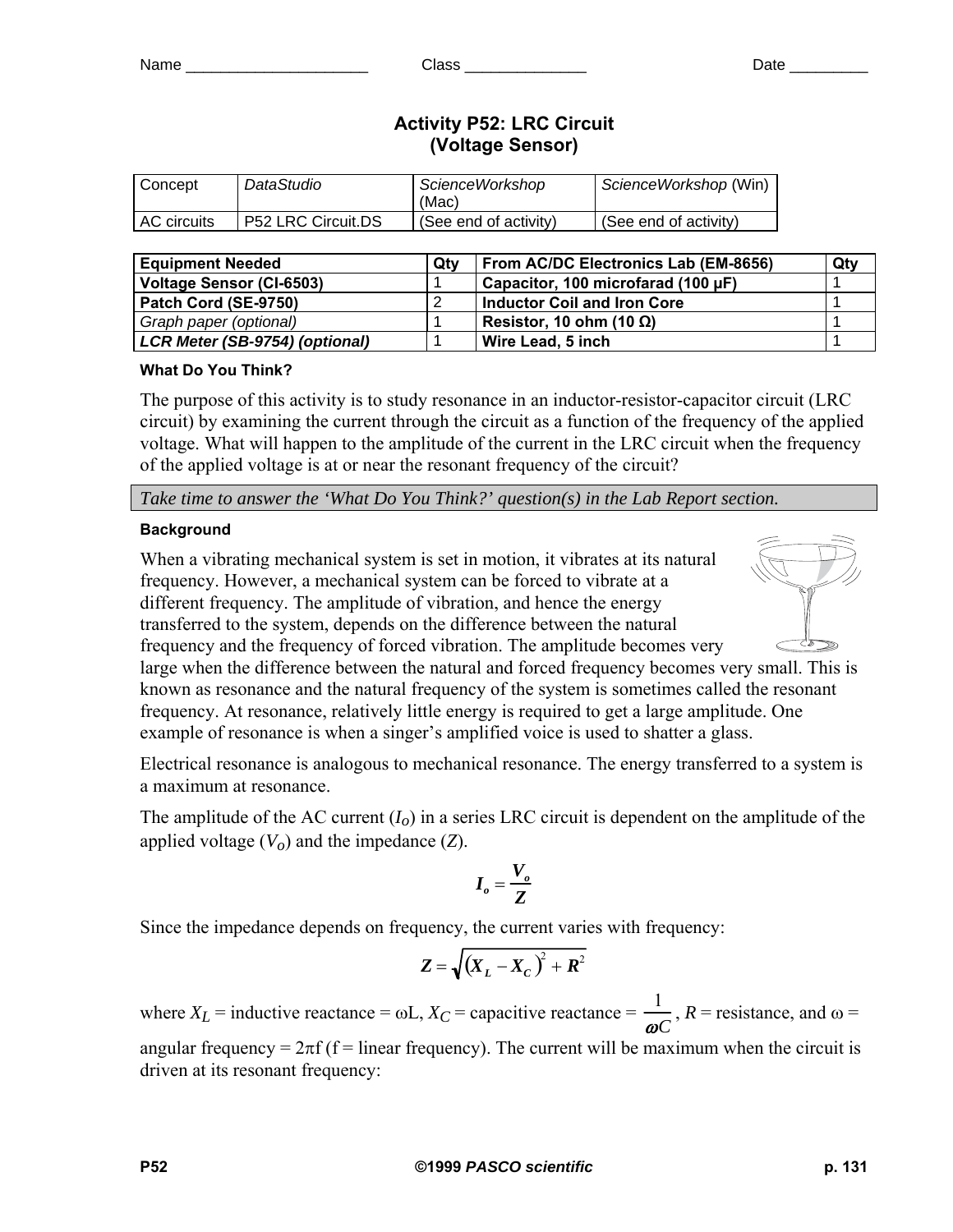Name _____________________ Class ______________ Date _________

# Activity P52: LRC Circuit
## (Voltage Sensor)

| Concept | *DataStudio* | *ScienceWorkshop* (Mac) | *ScienceWorkshop* (Win) |
|---|---|---|---|
| AC circuits | P52 LRC Circuit.DS | (See end of activity) | (See end of activity) |

| Equipment Needed | Qty | From AC/DC Electronics Lab (EM-8656) | Qty |
|---|---|---|---|
| **Voltage Sensor (CI-6503)** | 1 | **Capacitor, 100 microfarad (100 µF)** | 1 |
| **Patch Cord (SE-9750)** | 2 | **Inductor Coil and Iron Core** | 1 |
| *Graph paper (optional)* | 1 | **Resistor, 10 ohm (10 Ω)** | 1 |
| ***LCR Meter (SB-9754) (optional)*** | 1 | **Wire Lead, 5 inch** | 1 |

#### What Do You Think?

The purpose of this activity is to study resonance in an inductor-resistor-capacitor circuit (LRC circuit) by examining the current through the circuit as a function of the frequency of the applied voltage. What will happen to the amplitude of the current in the LRC circuit when the frequency of the applied voltage is at or near the resonant frequency of the circuit?

*Take time to answer the 'What Do You Think?' question(s) in the Lab Report section.*

#### Background

When a vibrating mechanical system is set in motion, it vibrates at its natural frequency. However, a mechanical system can be forced to vibrate at a different frequency. The amplitude of vibration, and hence the energy transferred to the system, depends on the difference between the natural frequency and the frequency of forced vibration. The amplitude becomes very large when the difference between the natural and forced frequency becomes very small. This is known as resonance and the natural frequency of the system is sometimes called the resonant frequency. At resonance, relatively little energy is required to get a large amplitude. One example of resonance is when a singer's amplified voice is used to shatter a glass.

Electrical resonance is analogous to mechanical resonance. The energy transferred to a system is a maximum at resonance.

The amplitude of the AC current ($I_O$) in a series LRC circuit is dependent on the amplitude of the applied voltage ($V_O$) and the impedance ($Z$).

$$I_o = \frac{V_o}{Z}$$

Since the impedance depends on frequency, the current varies with frequency:

$$Z = \sqrt{\left(X_L - X_C\right)^2 + R^2}$$

where $X_L$ = inductive reactance = $\omega L$, $X_C$ = capacitive reactance = $\frac{1}{\omega C}$, $R$ = resistance, and $\omega$ = angular frequency = $2\pi f$ ($f$ = linear frequency). The current will be maximum when the circuit is driven at its resonant frequency: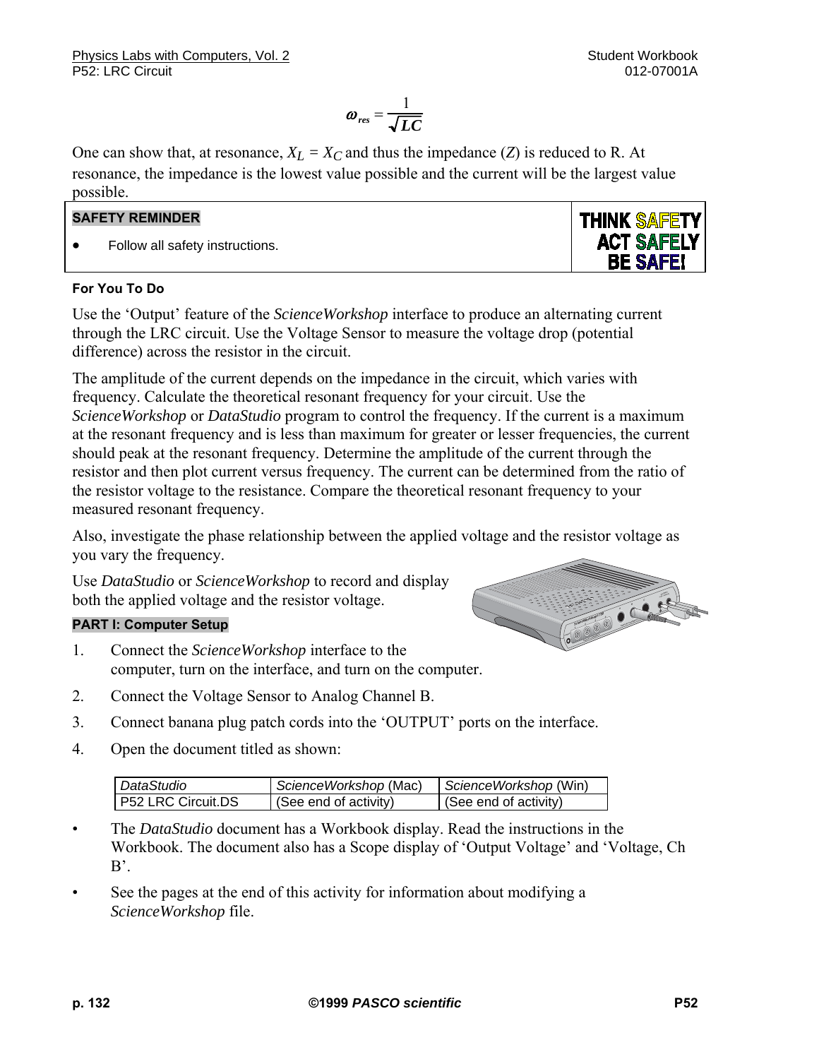$$\omega_{res} = \frac{1}{\sqrt{LC}}$$

One can show that, at resonance, $X_L = X_C$ and thus the impedance ($Z$) is reduced to R. At resonance, the impedance is the lowest value possible and the current will be the largest value possible.

**SAFETY REMINDER**

- Follow all safety instructions.

THINK SAFETY
ACT SAFELY
BE SAFE!

#### For You To Do

Use the 'Output' feature of the *ScienceWorkshop* interface to produce an alternating current through the LRC circuit. Use the Voltage Sensor to measure the voltage drop (potential difference) across the resistor in the circuit.

The amplitude of the current depends on the impedance in the circuit, which varies with frequency. Calculate the theoretical resonant frequency for your circuit. Use the *ScienceWorkshop* or *DataStudio* program to control the frequency. If the current is a maximum at the resonant frequency and is less than maximum for greater or lesser frequencies, the current should peak at the resonant frequency. Determine the amplitude of the current through the resistor and then plot current versus frequency. The current can be determined from the ratio of the resistor voltage to the resistance. Compare the theoretical resonant frequency to your measured resonant frequency.

Also, investigate the phase relationship between the applied voltage and the resistor voltage as you vary the frequency.

Use *DataStudio* or *ScienceWorkshop* to record and display both the applied voltage and the resistor voltage.

#### PART I: Computer Setup

1. Connect the *ScienceWorkshop* interface to the computer, turn on the interface, and turn on the computer.
2. Connect the Voltage Sensor to Analog Channel B.
3. Connect banana plug patch cords into the 'OUTPUT' ports on the interface.
4. Open the document titled as shown:

| *DataStudio* | *ScienceWorkshop* (Mac) | *ScienceWorkshop* (Win) |
|---|---|---|
| P52 LRC Circuit.DS | (See end of activity) | (See end of activity) |

- The *DataStudio* document has a Workbook display. Read the instructions in the Workbook. The document also has a Scope display of 'Output Voltage' and 'Voltage, Ch B'.
- See the pages at the end of this activity for information about modifying a *ScienceWorkshop* file.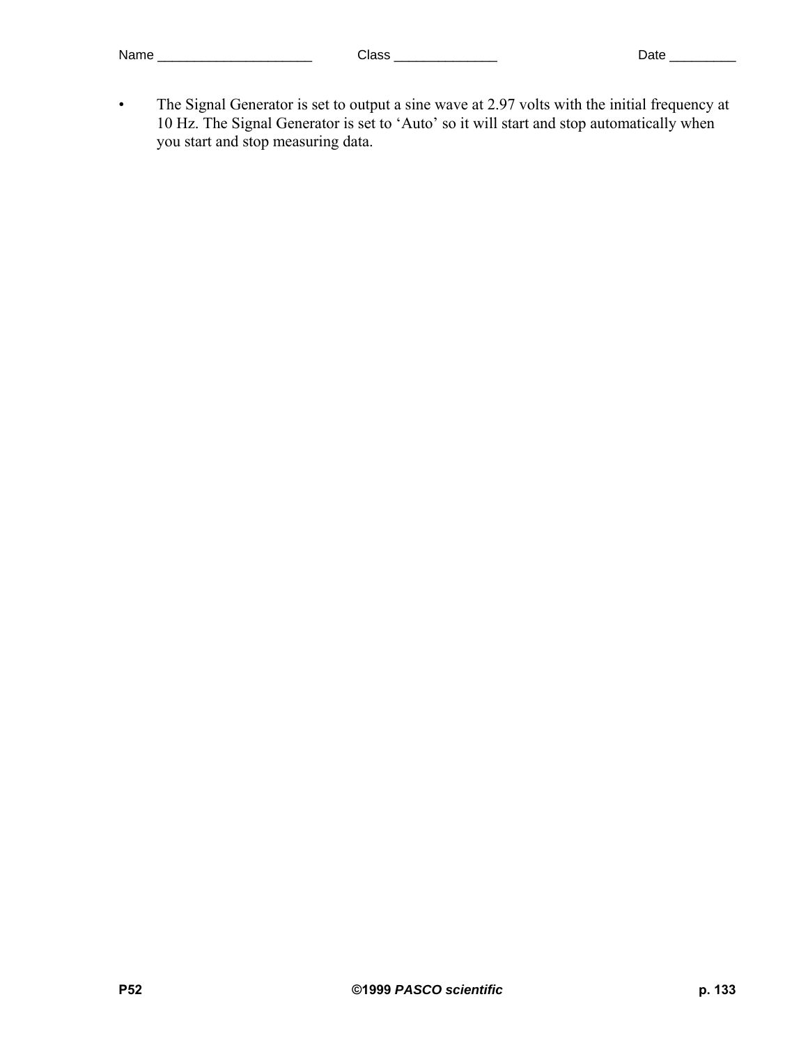- The Signal Generator is set to output a sine wave at 2.97 volts with the initial frequency at 10 Hz. The Signal Generator is set to 'Auto' so it will start and stop automatically when you start and stop measuring data.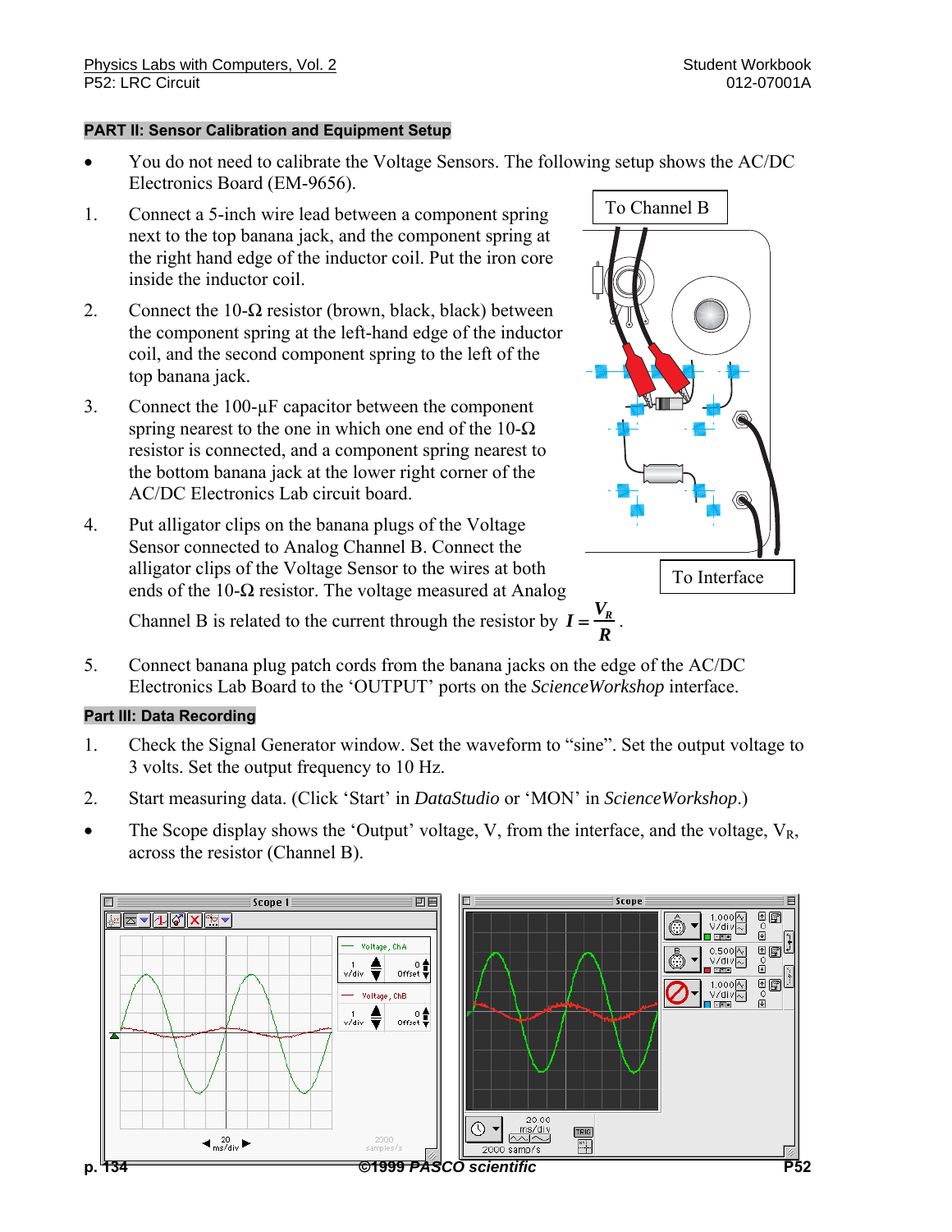## PART II: Sensor Calibration and Equipment Setup

- You do not need to calibrate the Voltage Sensors. The following setup shows the AC/DC Electronics Board (EM-9656).

1. Connect a 5-inch wire lead between a component spring next to the top banana jack, and the component spring at the right hand edge of the inductor coil. Put the iron core inside the inductor coil.

2. Connect the 10-Ω resistor (brown, black, black) between the component spring at the left-hand edge of the inductor coil, and the second component spring to the left of the top banana jack.

3. Connect the 100-μF capacitor between the component spring nearest to the one in which one end of the 10-Ω resistor is connected, and a component spring nearest to the bottom banana jack at the lower right corner of the AC/DC Electronics Lab circuit board.

4. Put alligator clips on the banana plugs of the Voltage Sensor connected to Analog Channel B. Connect the alligator clips of the Voltage Sensor to the wires at both ends of the 10-Ω resistor. The voltage measured at Analog Channel B is related to the current through the resistor by $I = \frac{V_R}{R}$.

5. Connect banana plug patch cords from the banana jacks on the edge of the AC/DC Electronics Lab Board to the 'OUTPUT' ports on the *ScienceWorkshop* interface.

To Channel B

To Interface

## Part III: Data Recording

1. Check the Signal Generator window. Set the waveform to "sine". Set the output voltage to 3 volts. Set the output frequency to 10 Hz.

2. Start measuring data. (Click 'Start' in *DataStudio* or 'MON' in *ScienceWorkshop*.)

- The Scope display shows the 'Output' voltage, V, from the interface, and the voltage, $V_R$, across the resistor (Channel B).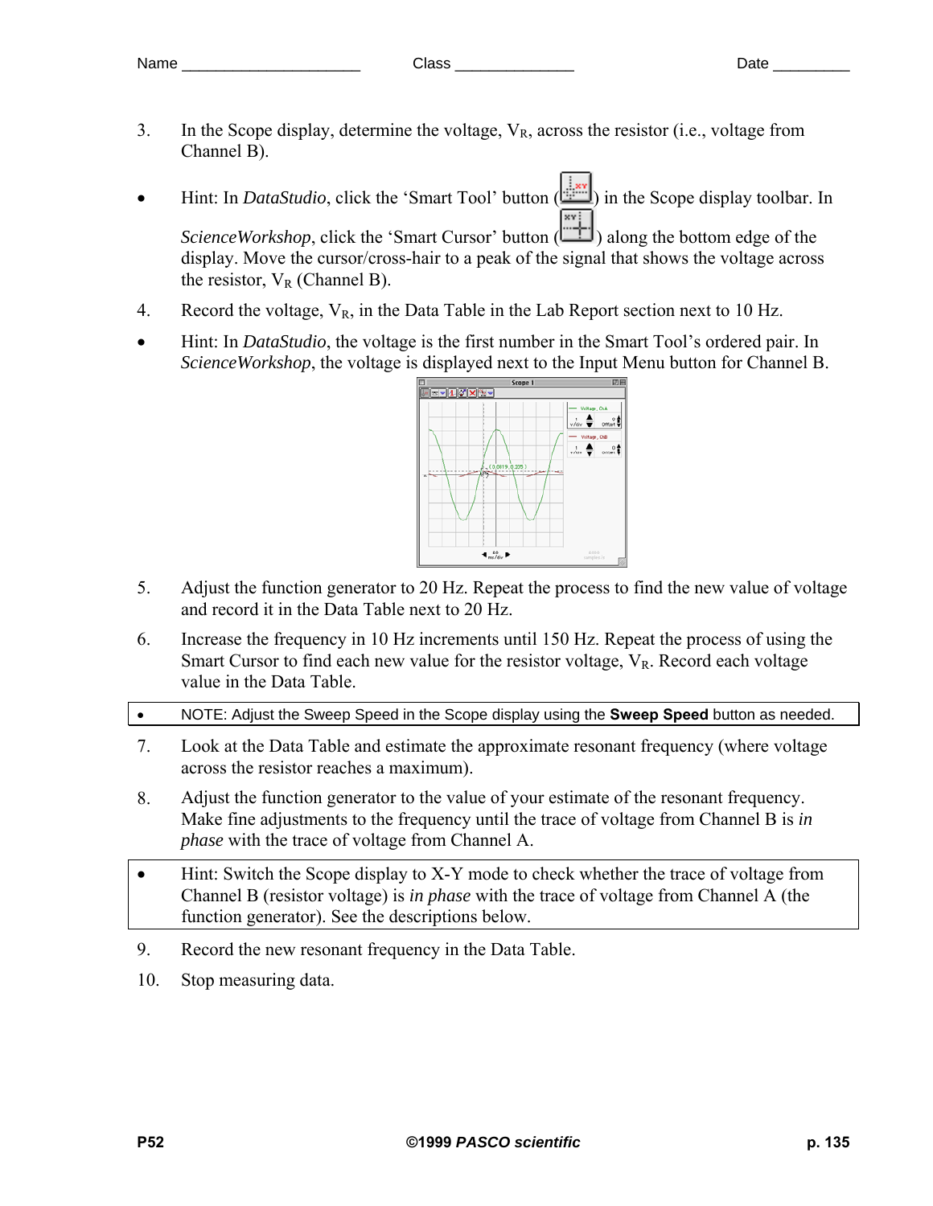3. In the Scope display, determine the voltage, $V_R$, across the resistor (i.e., voltage from Channel B).

- Hint: In *DataStudio*, click the 'Smart Tool' button ( ) in the Scope display toolbar. In *ScienceWorkshop*, click the 'Smart Cursor' button ( ) along the bottom edge of the display. Move the cursor/cross-hair to a peak of the signal that shows the voltage across the resistor, $V_R$ (Channel B).

4. Record the voltage, $V_R$, in the Data Table in the Lab Report section next to 10 Hz.

- Hint: In *DataStudio*, the voltage is the first number in the Smart Tool's ordered pair. In *ScienceWorkshop*, the voltage is displayed next to the Input Menu button for Channel B.

5. Adjust the function generator to 20 Hz. Repeat the process to find the new value of voltage and record it in the Data Table next to 20 Hz.

6. Increase the frequency in 10 Hz increments until 150 Hz. Repeat the process of using the Smart Cursor to find each new value for the resistor voltage, $V_R$. Record each voltage value in the Data Table.

- NOTE: Adjust the Sweep Speed in the Scope display using the **Sweep Speed** button as needed.

7. Look at the Data Table and estimate the approximate resonant frequency (where voltage across the resistor reaches a maximum).

8. Adjust the function generator to the value of your estimate of the resonant frequency. Make fine adjustments to the frequency until the trace of voltage from Channel B is *in phase* with the trace of voltage from Channel A.

- Hint: Switch the Scope display to X-Y mode to check whether the trace of voltage from Channel B (resistor voltage) is *in phase* with the trace of voltage from Channel A (the function generator). See the descriptions below.

9. Record the new resonant frequency in the Data Table.

10. Stop measuring data.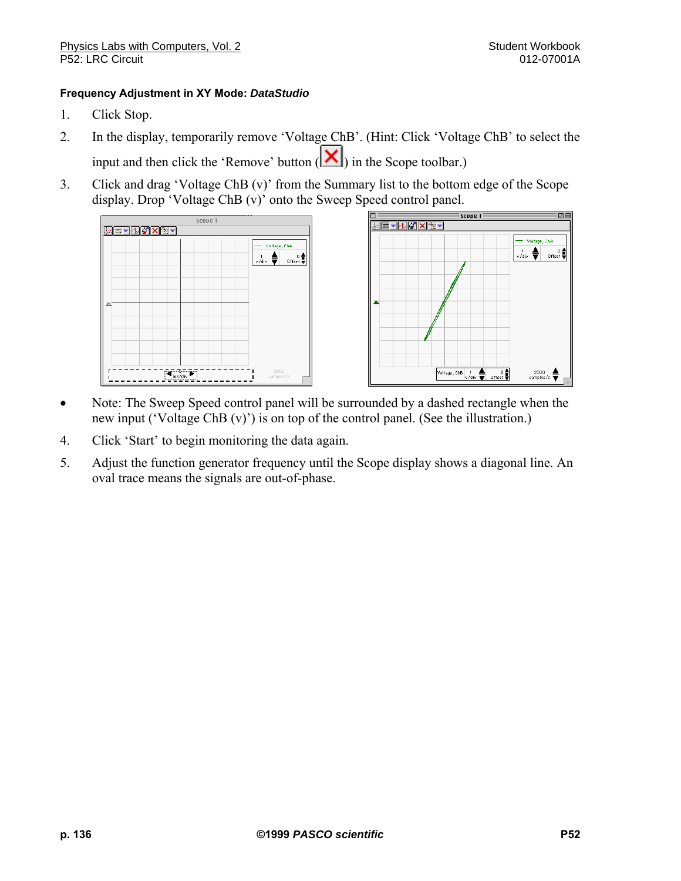### Frequency Adjustment in XY Mode: *DataStudio*

1. Click Stop.
2. In the display, temporarily remove 'Voltage ChB'. (Hint: Click 'Voltage ChB' to select the input and then click the 'Remove' button ( ) in the Scope toolbar.)
3. Click and drag 'Voltage ChB (v)' from the Summary list to the bottom edge of the Scope display. Drop 'Voltage ChB (v)' onto the Sweep Speed control panel.

- Note: The Sweep Speed control panel will be surrounded by a dashed rectangle when the new input ('Voltage ChB (v)') is on top of the control panel. (See the illustration.)

4. Click 'Start' to begin monitoring the data again.
5. Adjust the function generator frequency until the Scope display shows a diagonal line. An oval trace means the signals are out-of-phase.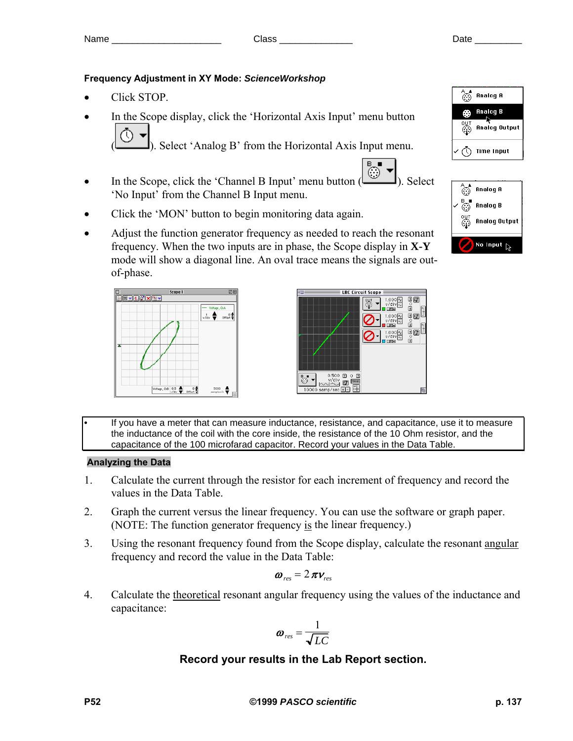Name ____________________ Class ______________ Date _________

### Frequency Adjustment in XY Mode: *ScienceWorkshop*

- Click STOP.
- In the Scope display, click the 'Horizontal Axis Input' menu button ( ). Select 'Analog B' from the Horizontal Axis Input menu.
- In the Scope, click the 'Channel B Input' menu button ( ). Select 'No Input' from the Channel B Input menu.
- Click the 'MON' button to begin monitoring data again.
- Adjust the function generator frequency as needed to reach the resonant frequency. When the two inputs are in phase, the Scope display in **X-Y** mode will show a diagonal line. An oval trace means the signals are out-of-phase.

- If you have a meter that can measure inductance, resistance, and capacitance, use it to measure the inductance of the coil with the core inside, the resistance of the 10 Ohm resistor, and the capacitance of the 100 microfarad capacitor. Record your values in the Data Table.

## Analyzing the Data

1. Calculate the current through the resistor for each increment of frequency and record the values in the Data Table.
2. Graph the current versus the linear frequency. You can use the software or graph paper. (NOTE: The function generator frequency is the linear frequency.)
3. Using the resonant frequency found from the Scope display, calculate the resonant angular frequency and record the value in the Data Table:

$$\omega_{res} = 2\pi\nu_{res}$$

4. Calculate the theoretical resonant angular frequency using the values of the inductance and capacitance:

$$\omega_{res} = \frac{1}{\sqrt{LC}}$$

**Record your results in the Lab Report section.**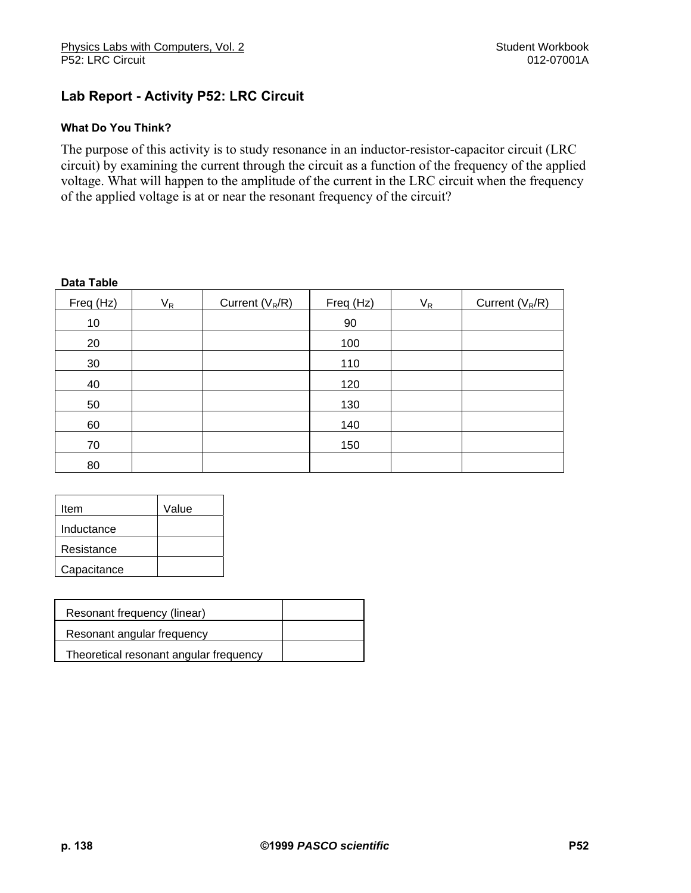## Lab Report - Activity P52: LRC Circuit

#### What Do You Think?

The purpose of this activity is to study resonance in an inductor-resistor-capacitor circuit (LRC circuit) by examining the current through the circuit as a function of the frequency of the applied voltage. What will happen to the amplitude of the current in the LRC circuit when the frequency of the applied voltage is at or near the resonant frequency of the circuit?

**Data Table**

| Freq (Hz) | $V_R$ | Current ($V_R$/R) | Freq (Hz) | $V_R$ | Current ($V_R$/R) |
|---|---|---|---|---|---|
| 10 | | | 90 | | |
| 20 | | | 100 | | |
| 30 | | | 110 | | |
| 40 | | | 120 | | |
| 50 | | | 130 | | |
| 60 | | | 140 | | |
| 70 | | | 150 | | |
| 80 | | | | | |

| Item | Value |
|---|---|
| Inductance | |
| Resistance | |
| Capacitance | |

| Resonant frequency (linear) | |
|---|---|
| Resonant angular frequency | |
| Theoretical resonant angular frequency | |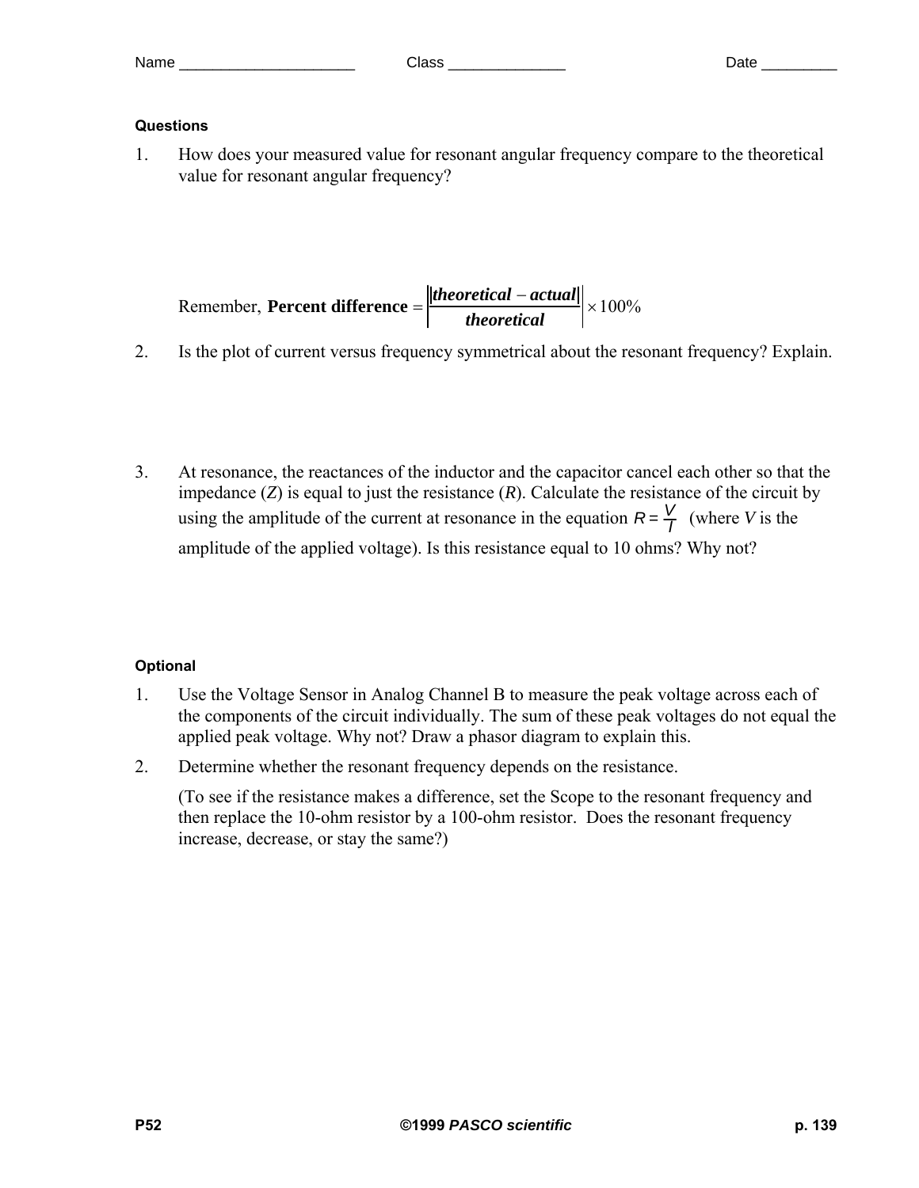Name _____________________ Class ______________ Date _________

#### Questions

1. How does your measured value for resonant angular frequency compare to the theoretical value for resonant angular frequency?

   Remember, **Percent difference** $= \left| \dfrac{|theoretical - actual|}{theoretical} \right| \times 100\%$

2. Is the plot of current versus frequency symmetrical about the resonant frequency? Explain.

3. At resonance, the reactances of the inductor and the capacitor cancel each other so that the impedance ($Z$) is equal to just the resistance ($R$). Calculate the resistance of the circuit by using the amplitude of the current at resonance in the equation $R = \dfrac{V}{I}$ (where $V$ is the amplitude of the applied voltage). Is this resistance equal to 10 ohms? Why not?

#### Optional

1. Use the Voltage Sensor in Analog Channel B to measure the peak voltage across each of the components of the circuit individually. The sum of these peak voltages do not equal the applied peak voltage. Why not? Draw a phasor diagram to explain this.

2. Determine whether the resonant frequency depends on the resistance.

   (To see if the resistance makes a difference, set the Scope to the resonant frequency and then replace the 10-ohm resistor by a 100-ohm resistor. Does the resonant frequency increase, decrease, or stay the same?)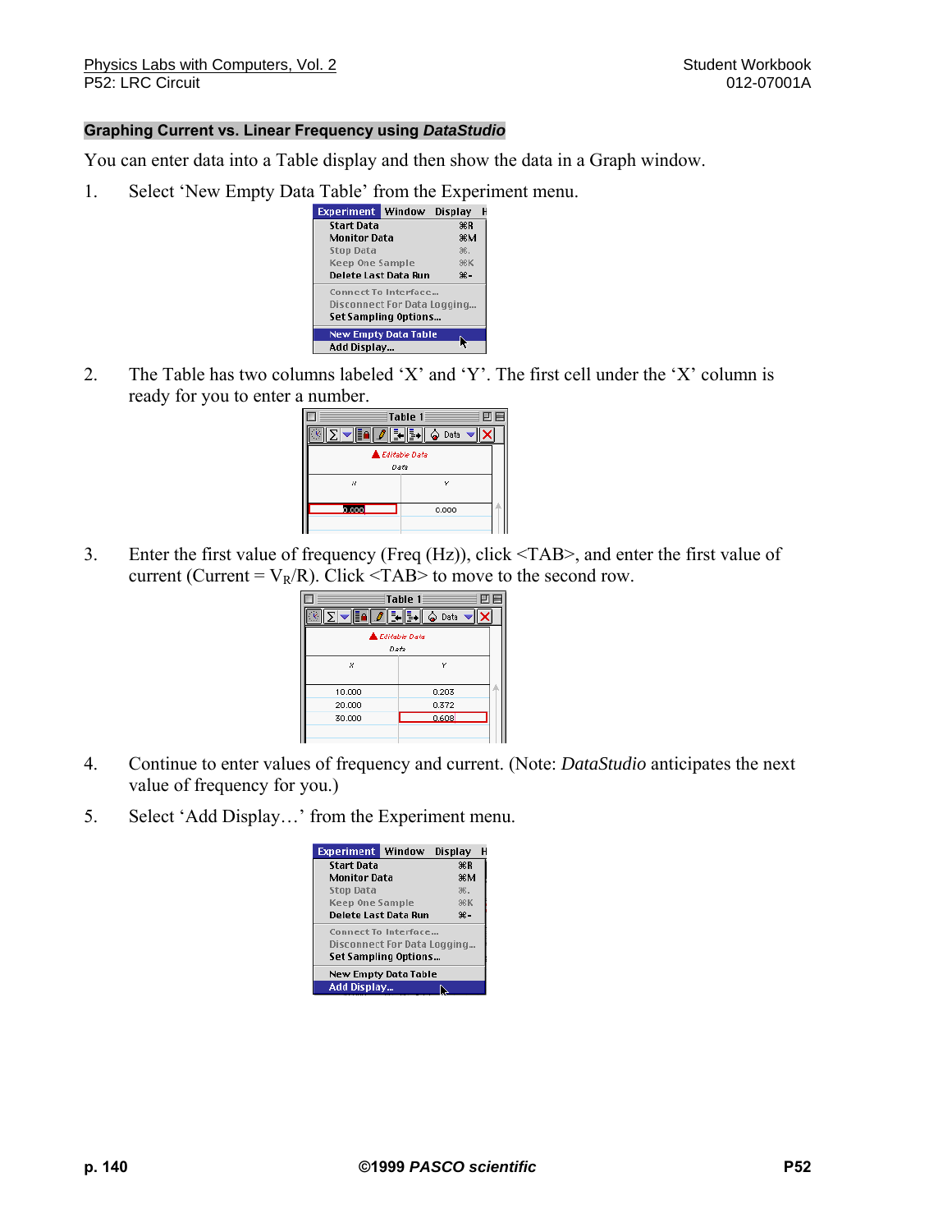## Graphing Current vs. Linear Frequency using *DataStudio*

You can enter data into a Table display and then show the data in a Graph window.

1. Select 'New Empty Data Table' from the Experiment menu.

2. The Table has two columns labeled 'X' and 'Y'. The first cell under the 'X' column is ready for you to enter a number.

3. Enter the first value of frequency (Freq (Hz)), click <TAB>, and enter the first value of current (Current = $V_R$/R). Click <TAB> to move to the second row.

4. Continue to enter values of frequency and current. (Note: *DataStudio* anticipates the next value of frequency for you.)

5. Select 'Add Display…' from the Experiment menu.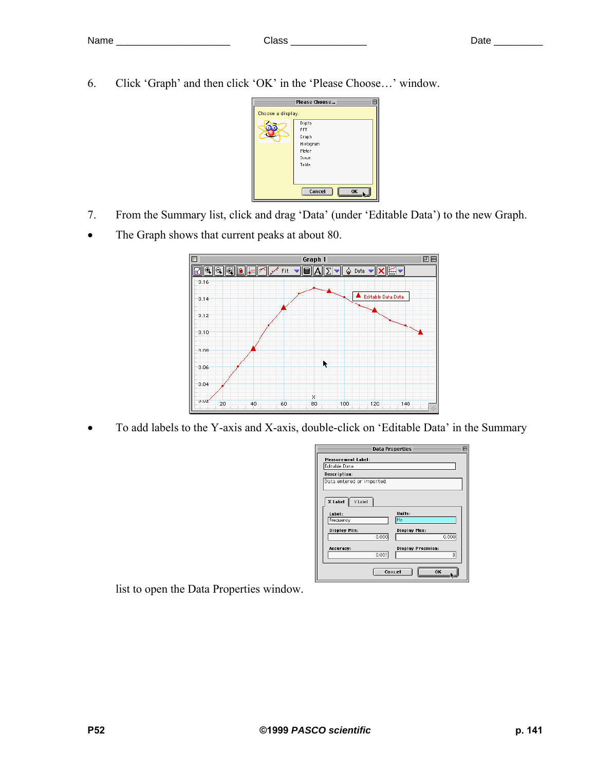Name ____________________ Class ______________ Date _________

6. Click 'Graph' and then click 'OK' in the 'Please Choose…' window.

7. From the Summary list, click and drag 'Data' (under 'Editable Data') to the new Graph.

- The Graph shows that current peaks at about 80.

- To add labels to the Y-axis and X-axis, double-click on 'Editable Data' in the Summary list to open the Data Properties window.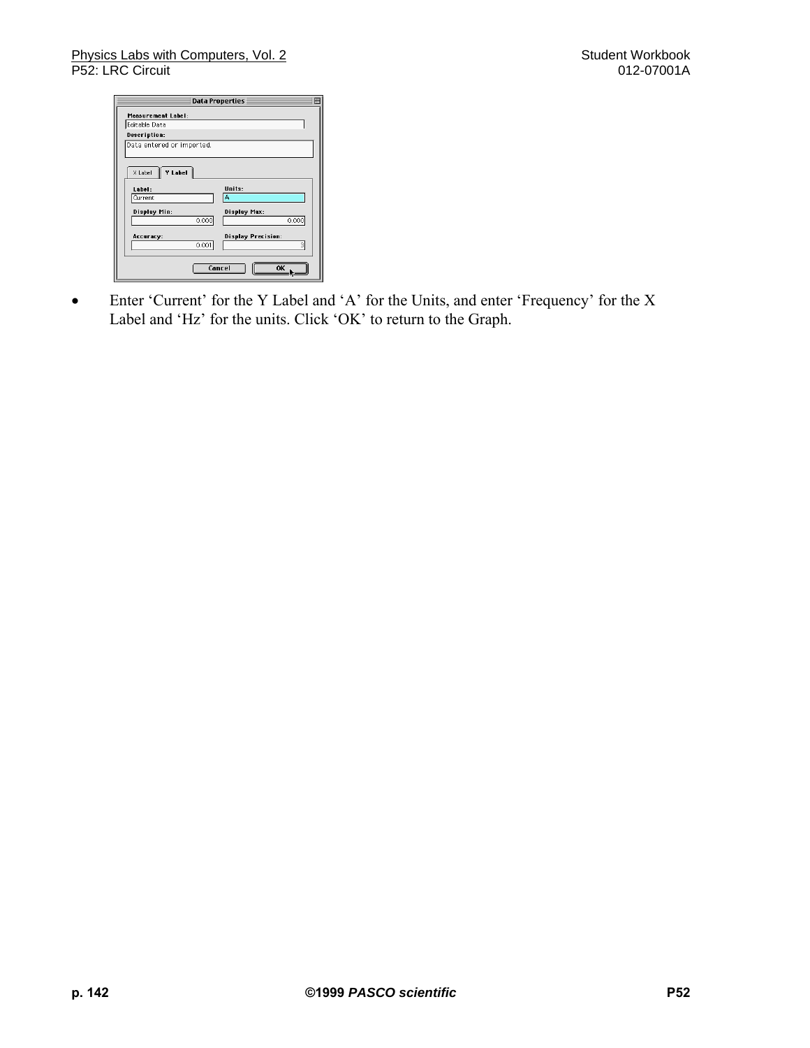- Enter ‘Current’ for the Y Label and ‘A’ for the Units, and enter ‘Frequency’ for the X Label and ‘Hz’ for the units. Click ‘OK’ to return to the Graph.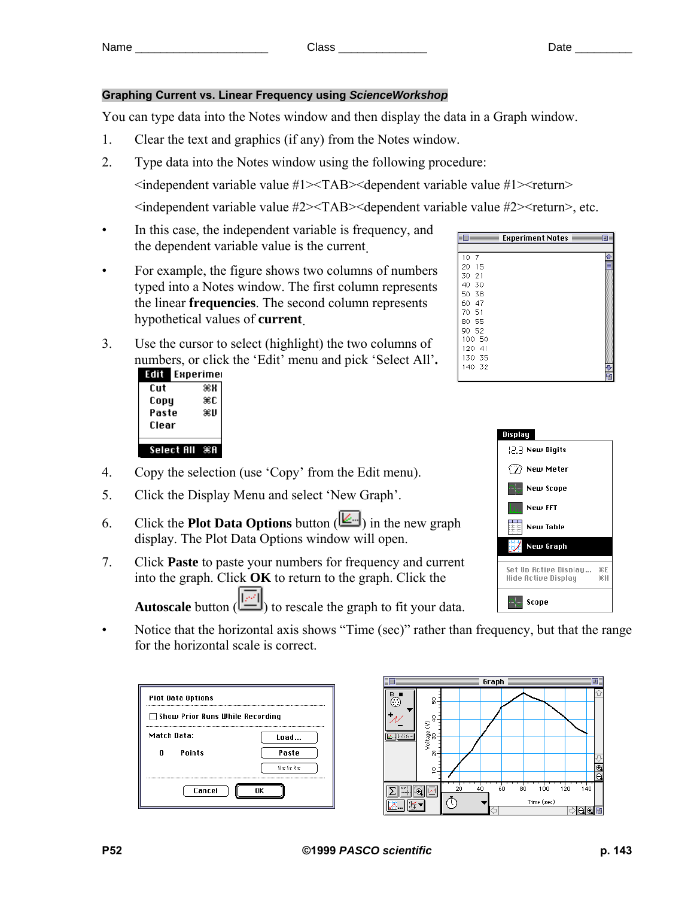Name _____________________ Class ______________ Date _________

## Graphing Current vs. Linear Frequency using *ScienceWorkshop*

You can type data into the Notes window and then display the data in a Graph window.

1. Clear the text and graphics (if any) from the Notes window.
2. Type data into the Notes window using the following procedure:

   <independent variable value #1><TAB><dependent variable value #1><return>

   <independent variable value #2><TAB><dependent variable value #2><return>, etc.

- In this case, the independent variable is frequency, and the dependent variable value is the current.
- For example, the figure shows two columns of numbers typed into a Notes window. The first column represents the linear **frequencies**. The second column represents hypothetical values of **current**.

Experiment Notes

```
10  7
20  15
30  21
40  30
50  38
60  47
70  51
80  55
90  52
100 50
120 41
130 35
140 32
```

3. Use the cursor to select (highlight) the two columns of numbers, or click the 'Edit' menu and pick 'Select All'.
4. Copy the selection (use 'Copy' from the Edit menu).
5. Click the Display Menu and select 'New Graph'.
6. Click the **Plot Data Options** button ( ) in the new graph display. The Plot Data Options window will open.
7. Click **Paste** to paste your numbers for frequency and current into the graph. Click **OK** to return to the graph. Click the **Autoscale** button ( ) to rescale the graph to fit your data.

- Notice that the horizontal axis shows "Time (sec)" rather than frequency, but that the range for the horizontal scale is correct.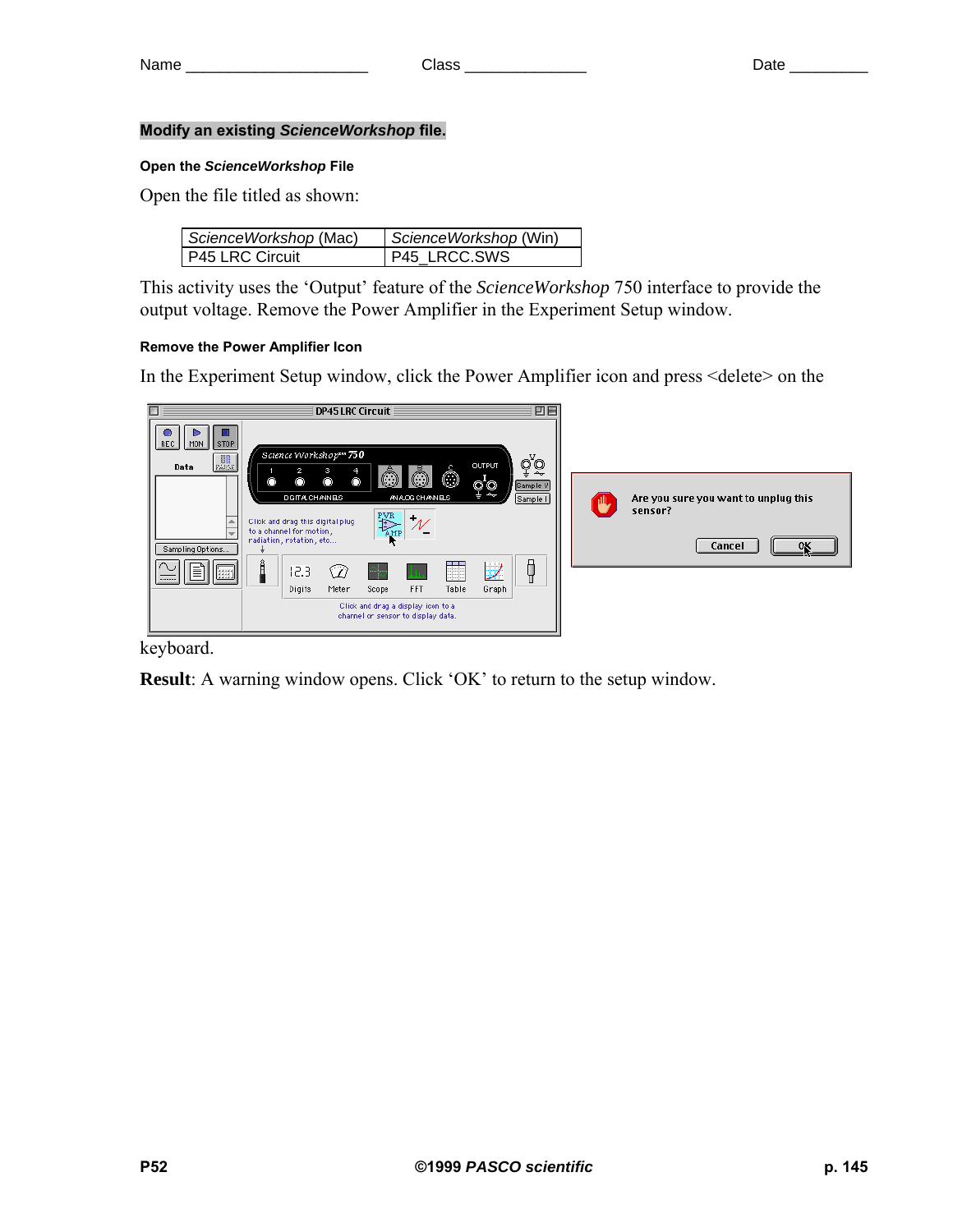Name ____________________ Class _____________ Date _________

**Modify an existing *ScienceWorkshop* file.**

**Open the *ScienceWorkshop* File**

Open the file titled as shown:

| *ScienceWorkshop* (Mac) | *ScienceWorkshop* (Win) |
|---|---|
| P45 LRC Circuit | P45_LRCC.SWS |

This activity uses the 'Output' feature of the *ScienceWorkshop* 750 interface to provide the output voltage. Remove the Power Amplifier in the Experiment Setup window.

**Remove the Power Amplifier Icon**

In the Experiment Setup window, click the Power Amplifier icon and press <delete> on the keyboard.

**Result**: A warning window opens. Click 'OK' to return to the setup window.